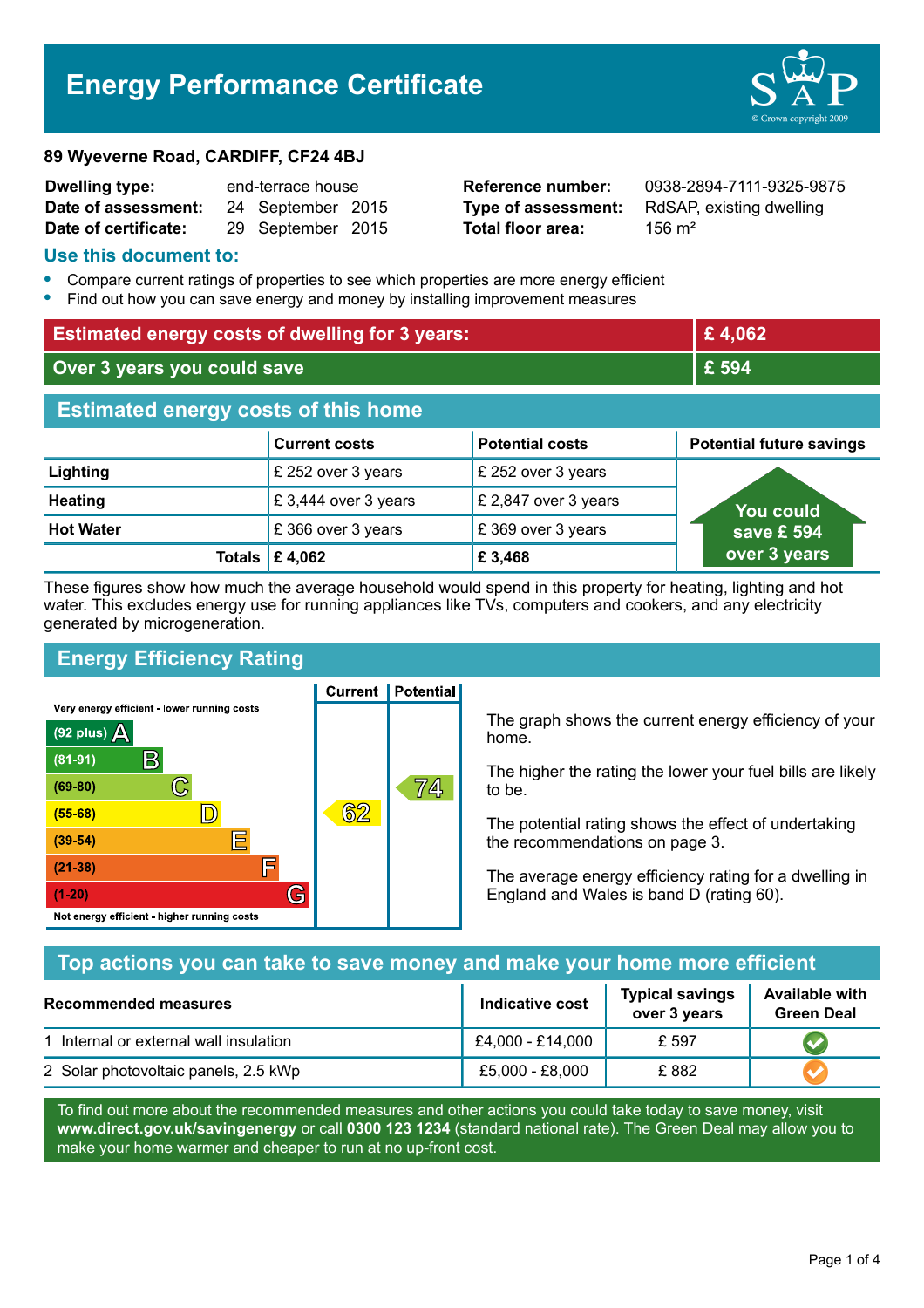# Energy Performance Certificate

**89 Wyeverne Road, CARDIFF, CF24 4BJ**

| | | | |
|---|---|---|---|
| **Dwelling type:** | end-terrace house | **Reference number:** | 0938-2894-7111-9325-9875 |
| **Date of assessment:** | 24 September 2015 | **Type of assessment:** | RdSAP, existing dwelling |
| **Date of certificate:** | 29 September 2015 | **Total floor area:** | 156 m² |

## Use this document to:

- Compare current ratings of properties to see which properties are more energy efficient
- Find out how you can save energy and money by installing improvement measures

| | |
|---|---|
| **Estimated energy costs of dwelling for 3 years:** | **£ 4,062** |
| **Over 3 years you could save** | **£ 594** |

## Estimated energy costs of this home

| | Current costs | Potential costs | Potential future savings |
|---|---|---|---|
| **Lighting** | £ 252 over 3 years | £ 252 over 3 years | You could save £ 594 over 3 years |
| **Heating** | £ 3,444 over 3 years | £ 2,847 over 3 years | |
| **Hot Water** | £ 366 over 3 years | £ 369 over 3 years | |
| **Totals** | **£ 4,062** | **£ 3,468** | |

These figures show how much the average household would spend in this property for heating, lighting and hot water. This excludes energy use for running appliances like TVs, computers and cookers, and any electricity generated by microgeneration.

## Energy Efficiency Rating

| Rating band | Current | Potential |
|---|---|---|
| Very energy efficient - lower running costs | | |
| (92 plus) A | | |
| (81-91) B | | |
| (69-80) C | | 74 |
| (55-68) D | 62 | |
| (39-54) E | | |
| (21-38) F | | |
| (1-20) G | | |
| Not energy efficient - higher running costs | | |

The graph shows the current energy efficiency of your home.

The higher the rating the lower your fuel bills are likely to be.

The potential rating shows the effect of undertaking the recommendations on page 3.

The average energy efficiency rating for a dwelling in England and Wales is band D (rating 60).

## Top actions you can take to save money and make your home more efficient

| Recommended measures | Indicative cost | Typical savings over 3 years | Available with Green Deal |
|---|---|---|---|
| 1 Internal or external wall insulation | £4,000 - £14,000 | £ 597 | ✔ |
| 2 Solar photovoltaic panels, 2.5 kWp | £5,000 - £8,000 | £ 882 | ✔ |

To find out more about the recommended measures and other actions you could take today to save money, visit **www.direct.gov.uk/savingenergy** or call **0300 123 1234** (standard national rate). The Green Deal may allow you to make your home warmer and cheaper to run at no up-front cost.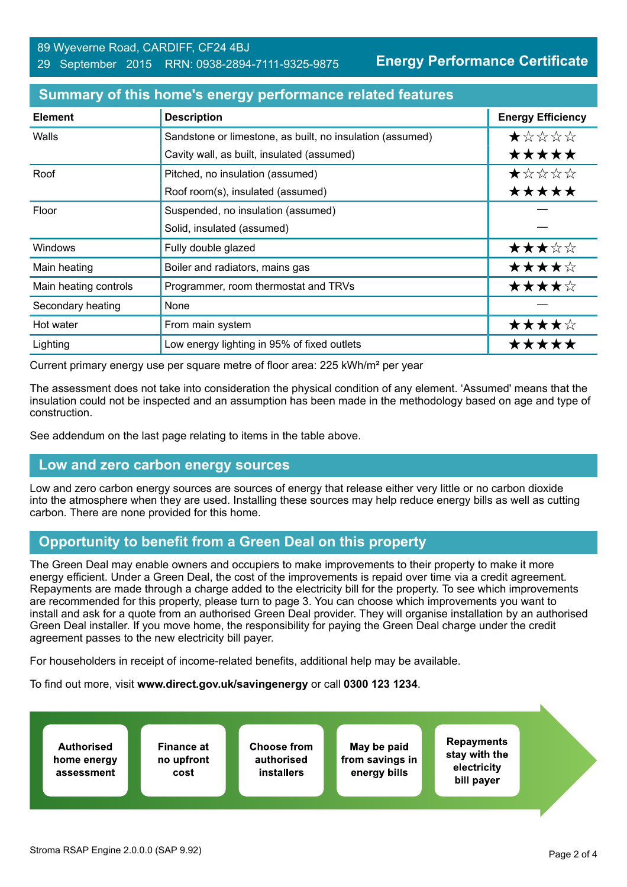89 Wyeverne Road, CARDIFF, CF24 4BJ
29 September 2015 RRN: 0938-2894-7111-9325-9875

**Energy Performance Certificate**

## Summary of this home's energy performance related features

| Element | Description | Energy Efficiency |
|---|---|---|
| Walls | Sandstone or limestone, as built, no insulation (assumed) | ★☆☆☆☆ |
| | Cavity wall, as built, insulated (assumed) | ★★★★★ |
| Roof | Pitched, no insulation (assumed) | ★☆☆☆☆ |
| | Roof room(s), insulated (assumed) | ★★★★★ |
| Floor | Suspended, no insulation (assumed) | — |
| | Solid, insulated (assumed) | — |
| Windows | Fully double glazed | ★★★☆☆ |
| Main heating | Boiler and radiators, mains gas | ★★★★☆ |
| Main heating controls | Programmer, room thermostat and TRVs | ★★★★☆ |
| Secondary heating | None | — |
| Hot water | From main system | ★★★★☆ |
| Lighting | Low energy lighting in 95% of fixed outlets | ★★★★★ |

Current primary energy use per square metre of floor area: 225 kWh/m² per year

The assessment does not take into consideration the physical condition of any element. 'Assumed' means that the insulation could not be inspected and an assumption has been made in the methodology based on age and type of construction.

See addendum on the last page relating to items in the table above.

## Low and zero carbon energy sources

Low and zero carbon energy sources are sources of energy that release either very little or no carbon dioxide into the atmosphere when they are used. Installing these sources may help reduce energy bills as well as cutting carbon. There are none provided for this home.

## Opportunity to benefit from a Green Deal on this property

The Green Deal may enable owners and occupiers to make improvements to their property to make it more energy efficient. Under a Green Deal, the cost of the improvements is repaid over time via a credit agreement. Repayments are made through a charge added to the electricity bill for the property. To see which improvements are recommended for this property, please turn to page 3. You can choose which improvements you want to install and ask for a quote from an authorised Green Deal provider. They will organise installation by an authorised Green Deal installer. If you move home, the responsibility for paying the Green Deal charge under the credit agreement passes to the new electricity bill payer.

For householders in receipt of income-related benefits, additional help may be available.

To find out more, visit **www.direct.gov.uk/savingenergy** or call **0300 123 1234**.

**Authorised home energy assessment** → **Finance at no upfront cost** → **Choose from authorised installers** → **May be paid from savings in energy bills** → **Repayments stay with the electricity bill payer**

Stroma RSAP Engine 2.0.0.0 (SAP 9.92)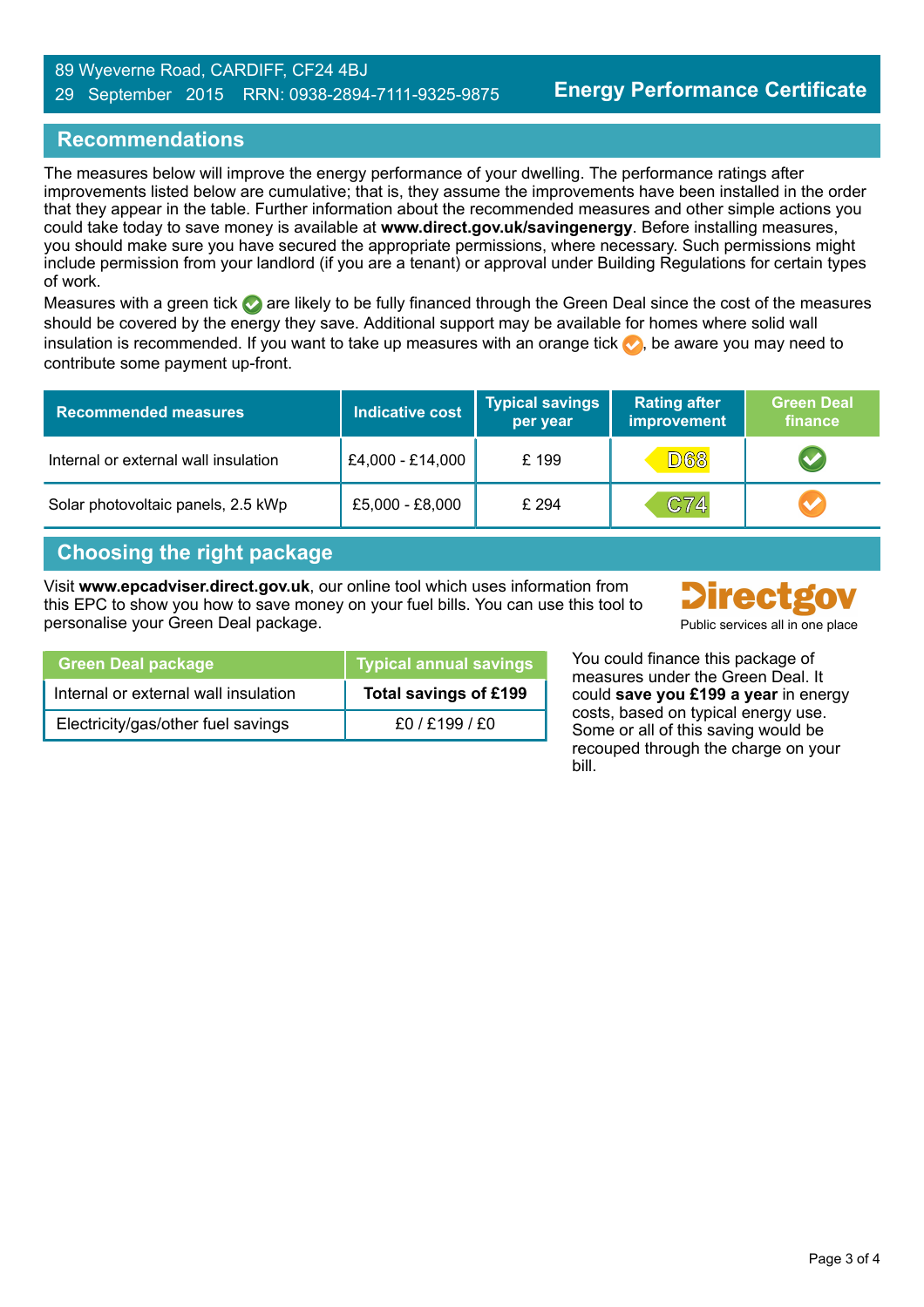89 Wyeverne Road, CARDIFF, CF24 4BJ
29 September 2015 RRN: 0938-2894-7111-9325-9875

**Energy Performance Certificate**

## Recommendations

The measures below will improve the energy performance of your dwelling. The performance ratings after improvements listed below are cumulative; that is, they assume the improvements have been installed in the order that they appear in the table. Further information about the recommended measures and other simple actions you could take today to save money is available at **www.direct.gov.uk/savingenergy**. Before installing measures, you should make sure you have secured the appropriate permissions, where necessary. Such permissions might include permission from your landlord (if you are a tenant) or approval under Building Regulations for certain types of work.

Measures with a green tick ✓ are likely to be fully financed through the Green Deal since the cost of the measures should be covered by the energy they save. Additional support may be available for homes where solid wall insulation is recommended. If you want to take up measures with an orange tick ✓, be aware you may need to contribute some payment up-front.

| Recommended measures | Indicative cost | Typical savings per year | Rating after improvement | Green Deal finance |
|---|---|---|---|---|
| Internal or external wall insulation | £4,000 - £14,000 | £ 199 | D68 | ✓ (green) |
| Solar photovoltaic panels, 2.5 kWp | £5,000 - £8,000 | £ 294 | C74 | ✓ (orange) |

## Choosing the right package

Visit **www.epcadviser.direct.gov.uk**, our online tool which uses information from this EPC to show you how to save money on your fuel bills. You can use this tool to personalise your Green Deal package.

Directgov
Public services all in one place

| Green Deal package | Typical annual savings |
|---|---|
| Internal or external wall insulation | **Total savings of £199** |
| Electricity/gas/other fuel savings | £0 / £199 / £0 |

You could finance this package of measures under the Green Deal. It could **save you £199 a year** in energy costs, based on typical energy use. Some or all of this saving would be recouped through the charge on your bill.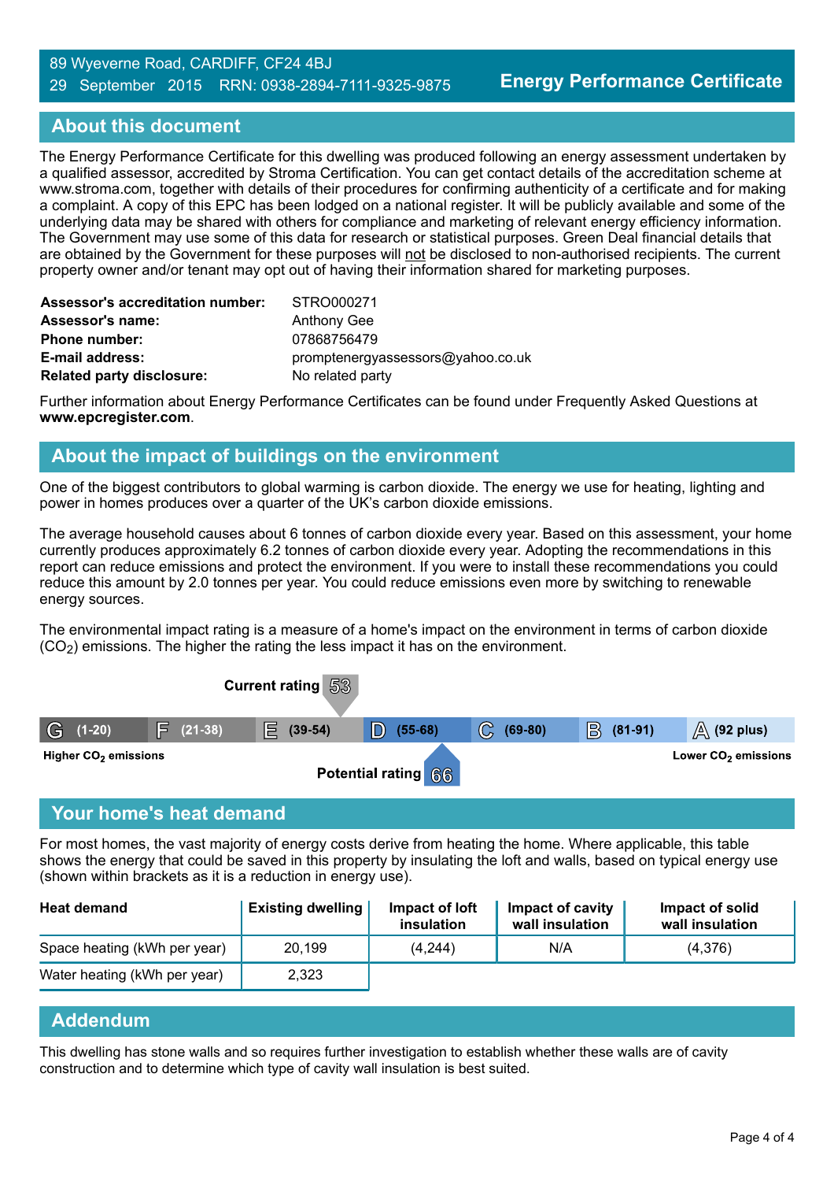89 Wyeverne Road, CARDIFF, CF24 4BJ
29 September 2015 RRN: 0938-2894-7111-9325-9875

**Energy Performance Certificate**

## About this document

The Energy Performance Certificate for this dwelling was produced following an energy assessment undertaken by a qualified assessor, accredited by Stroma Certification. You can get contact details of the accreditation scheme at www.stroma.com, together with details of their procedures for confirming authenticity of a certificate and for making a complaint. A copy of this EPC has been lodged on a national register. It will be publicly available and some of the underlying data may be shared with others for compliance and marketing of relevant energy efficiency information. The Government may use some of this data for research or statistical purposes. Green Deal financial details that are obtained by the Government for these purposes will not be disclosed to non-authorised recipients. The current property owner and/or tenant may opt out of having their information shared for marketing purposes.

| | |
|---|---|
| **Assessor's accreditation number:** | STRO000271 |
| **Assessor's name:** | Anthony Gee |
| **Phone number:** | 07868756479 |
| **E-mail address:** | promptenergyassessors@yahoo.co.uk |
| **Related party disclosure:** | No related party |

Further information about Energy Performance Certificates can be found under Frequently Asked Questions at **www.epcregister.com**.

## About the impact of buildings on the environment

One of the biggest contributors to global warming is carbon dioxide. The energy we use for heating, lighting and power in homes produces over a quarter of the UK's carbon dioxide emissions.

The average household causes about 6 tonnes of carbon dioxide every year. Based on this assessment, your home currently produces approximately 6.2 tonnes of carbon dioxide every year. Adopting the recommendations in this report can reduce emissions and protect the environment. If you were to install these recommendations you could reduce this amount by 2.0 tonnes per year. You could reduce emissions even more by switching to renewable energy sources.

The environmental impact rating is a measure of a home's impact on the environment in terms of carbon dioxide ($CO_2$) emissions. The higher the rating the less impact it has on the environment.

Current rating 53

G (1-20) F (21-38) E (39-54) D (55-68) C (69-80) B (81-91) A (92 plus)

Higher $CO_2$ emissions

Lower $CO_2$ emissions

Potential rating 66

## Your home's heat demand

For most homes, the vast majority of energy costs derive from heating the home. Where applicable, this table shows the energy that could be saved in this property by insulating the loft and walls, based on typical energy use (shown within brackets as it is a reduction in energy use).

| Heat demand | Existing dwelling | Impact of loft insulation | Impact of cavity wall insulation | Impact of solid wall insulation |
|---|---|---|---|---|
| Space heating (kWh per year) | 20,199 | (4,244) | N/A | (4,376) |
| Water heating (kWh per year) | 2,323 | | | |

## Addendum

This dwelling has stone walls and so requires further investigation to establish whether these walls are of cavity construction and to determine which type of cavity wall insulation is best suited.